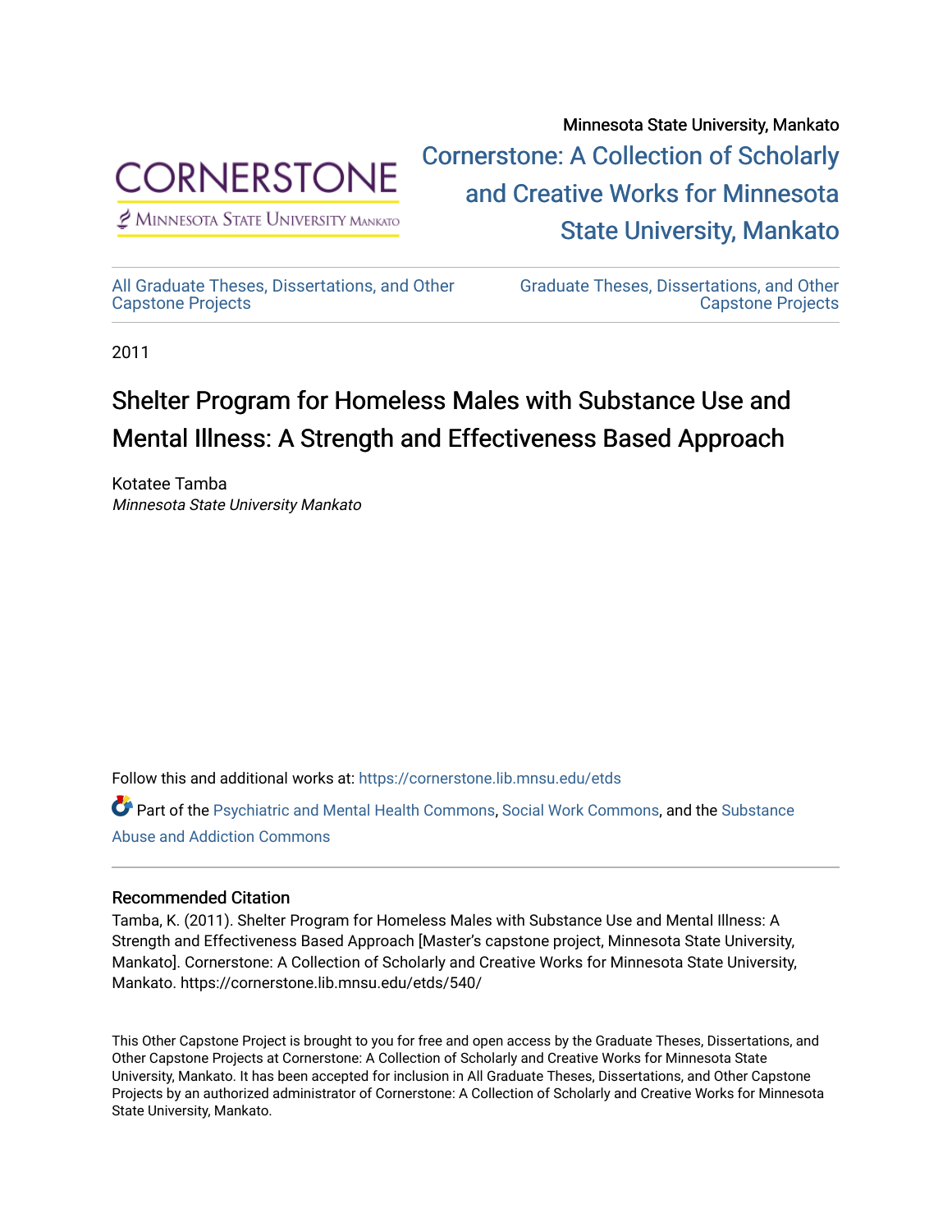Minnesota State University, Mankato

CORNERSTONE
Minnesota State University Mankato

[Cornerstone: A Collection of Scholarly and Creative Works for Minnesota State University, Mankato](https://cornerstone.lib.mnsu.edu/)

[All Graduate Theses, Dissertations, and Other Capstone Projects](https://cornerstone.lib.mnsu.edu/etds) | [Graduate Theses, Dissertations, and Other Capstone Projects](https://cornerstone.lib.mnsu.edu/theses_dissertations-capstone)

2011

# Shelter Program for Homeless Males with Substance Use and Mental Illness: A Strength and Effectiveness Based Approach

Kotatee Tamba
*Minnesota State University Mankato*

Follow this and additional works at: https://cornerstone.lib.mnsu.edu/etds

Part of the Psychiatric and Mental Health Commons, Social Work Commons, and the Substance Abuse and Addiction Commons

## Recommended Citation

Tamba, K. (2011). Shelter Program for Homeless Males with Substance Use and Mental Illness: A Strength and Effectiveness Based Approach [Master's capstone project, Minnesota State University, Mankato]. Cornerstone: A Collection of Scholarly and Creative Works for Minnesota State University, Mankato. https://cornerstone.lib.mnsu.edu/etds/540/

This Other Capstone Project is brought to you for free and open access by the Graduate Theses, Dissertations, and Other Capstone Projects at Cornerstone: A Collection of Scholarly and Creative Works for Minnesota State University, Mankato. It has been accepted for inclusion in All Graduate Theses, Dissertations, and Other Capstone Projects by an authorized administrator of Cornerstone: A Collection of Scholarly and Creative Works for Minnesota State University, Mankato.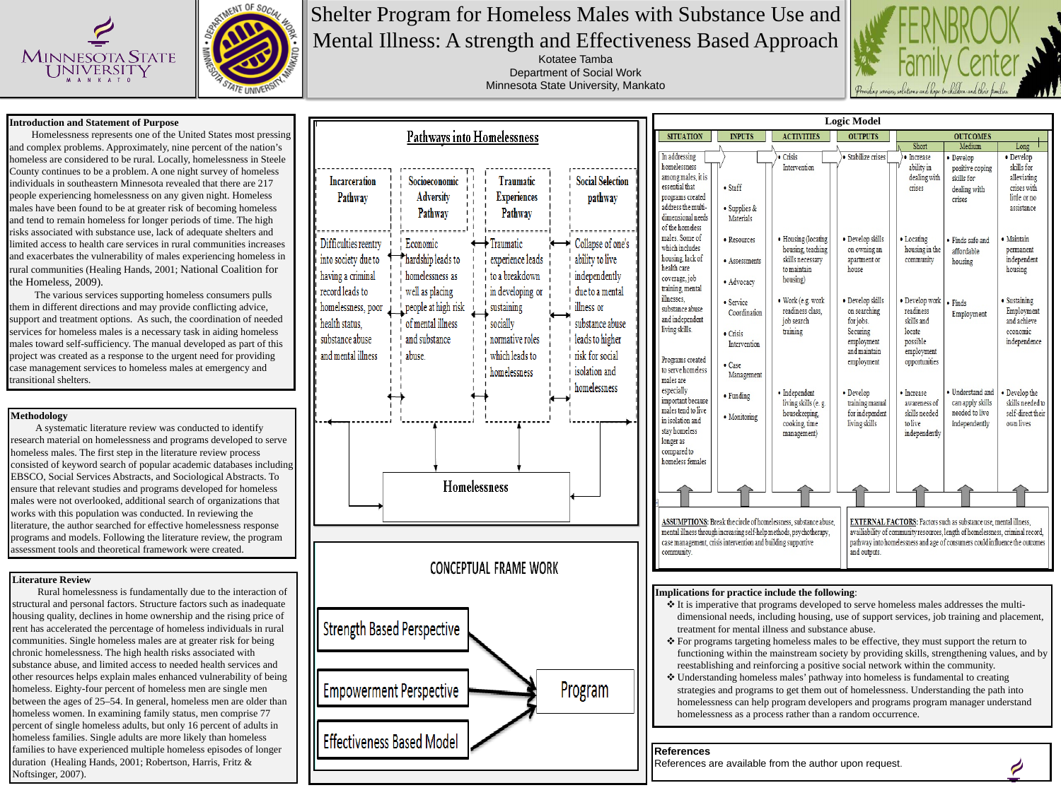# Shelter Program for Homeless Males with Substance Use and Mental Illness: A strength and Effectiveness Based Approach

Kotatee Tamba
Department of Social Work
Minnesota State University, Mankato

## Introduction and Statement of Purpose

Homelessness represents one of the United States most pressing and complex problems. Approximately, nine percent of the nation's homeless are considered to be rural. Locally, homelessness in Steele County continues to be a problem. A one night survey of homeless individuals in southeastern Minnesota revealed that there are 217 people experiencing homelessness on any given night. Homeless males have been found to be at greater risk of becoming homeless and tend to remain homeless for longer periods of time. The high risks associated with substance use, lack of adequate shelters and limited access to health care services in rural communities increases and exacerbates the vulnerability of males experiencing homeless in rural communities (Healing Hands, 2001; National Coalition for the Homeless, 2009).

The various services supporting homeless consumers pulls them in different directions and may provide conflicting advice, support and treatment options. As such, the coordination of needed services for homeless males is a necessary task in aiding homeless males toward self-sufficiency. The manual developed as part of this project was created as a response to the urgent need for providing case management services to homeless males at emergency and transitional shelters.

## Methodology

A systematic literature review was conducted to identify research material on homelessness and programs developed to serve homeless males. The first step in the literature review process consisted of keyword search of popular academic databases including EBSCO, Social Services Abstracts, and Sociological Abstracts. To ensure that relevant studies and programs developed for homeless males were not overlooked, additional search of organizations that works with this population was conducted. In reviewing the literature, the author searched for effective homelessness response programs and models. Following the literature review, the program assessment tools and theoretical framework were created.

## Literature Review

Rural homelessness is fundamentally due to the interaction of structural and personal factors. Structure factors such as inadequate housing quality, declines in home ownership and the rising price of rent has accelerated the percentage of homeless individuals in rural communities. Single homeless males are at greater risk for being chronic homelessness. The high health risks associated with substance abuse, and limited access to needed health services and other resources helps explain males enhanced vulnerability of being homeless. Eighty-four percent of homeless men are single men between the ages of 25–54. In general, homeless men are older than homeless women. In examining family status, men comprise 77 percent of single homeless adults, but only 16 percent of adults in homeless families. Single adults are more likely than homeless families to have experienced multiple homeless episodes of longer duration (Healing Hands, 2001; Robertson, Harris, Fritz & Noftsinger, 2007).

## Pathways into Homelessness

Incarceration Pathway
Difficulties reentry into society due to having a criminal record leads to homelessness, poor health status, substance abuse and mental illness

Socioeconomic Adversity Pathway
Economic hardship leads to homelessness as well as placing people at high risk of mental illness and substance abuse.

Traumatic Experiences Pathway
Traumatic experience leads to a breakdown in developing or sustaining socially normative roles which leads to homelessness

Social Selection pathway
Collapse of one's ability to live independently due to a mental illness or substance abuse leads to higher risk for social isolation and homelessness

Homelessness

## CONCEPTUAL FRAME WORK

Strength Based Perspective
Empowerment Perspective
Effectiveness Based Model
Program

## Logic Model

| SITUATION | INPUTS | ACTIVITIES | OUTPUTS | OUTCOMES: Short | OUTCOMES: Medium | OUTCOMES: Long |
|---|---|---|---|---|---|---|
| In addressing homelessness among males, it is essential that programs created address the multi-dimensional needs of the homeless males. Some of which includes housing, lack of health care coverage, job training, mental illnesses, substance abuse and independent living skills. Programs created to serve homeless males are especially important because males tend to live in isolation and stay homeless longer as compared to homeless females | • Staff<br>• Supplies & Materials<br>• Resources<br>• Assessments<br>• Advocacy<br>• Service Coordination<br>• Crisis Intervention<br>• Case Management<br>• Funding<br>• Monitoring | • Crisis Intervention<br>• Housing (locating housing, teaching skills necessary to maintain housing)<br>• Work (e.g. work readiness class, job search training<br>• Independent living skills (e. g. housekeeping, cooking, time management) | • Stabilize crises<br>• Develop skills on owning an apartment or house<br>• Develop skills on searching for jobs. Securing employment and maintain employment<br>• Develop training manual for independent living skills | • Increase ability in dealing with crises<br>• Locating housing in the community<br>• Develop work readiness skills and locate possible employment opportunities<br>• Increase awareness of skills needed to live independently | • Develop positive coping skills for dealing with crises<br>• Finds safe and affordable housing<br>• Finds Employment<br>• Understand and can apply skills needed to live independently | • Develop skills for alleviating crises with little or no assistance<br>• Maintain permanent independent housing<br>• Sustaining Employment and achieve economic independence<br>• Develop the skills needed to self-direct their own lives |

**ASSUMPTIONS:** Break the circle of homelessness, substance abuse, mental illness through increasing self-help methods, psychotherapy, case management, crisis intervention and building supportive community.

**EXTERNAL FACTORS:** Factors such as substance use, mental illness, availability of community resources, length of homelessness, criminal record, pathway into homelessness and age of consumers could influence the outcomes and outputs.

## Implications for practice include the following:

- It is imperative that programs developed to serve homeless males addresses the multi-dimensional needs, including housing, use of support services, job training and placement, treatment for mental illness and substance abuse.
- For programs targeting homeless males to be effective, they must support the return to functioning within the mainstream society by providing skills, strengthening values, and by reestablishing and reinforcing a positive social network within the community.
- Understanding homeless males' pathway into homeless is fundamental to creating strategies and programs to get them out of homelessness. Understanding the path into homelessness can help program developers and programs program manager understand homelessness as a process rather than a random occurrence.

## References

References are available from the author upon request.